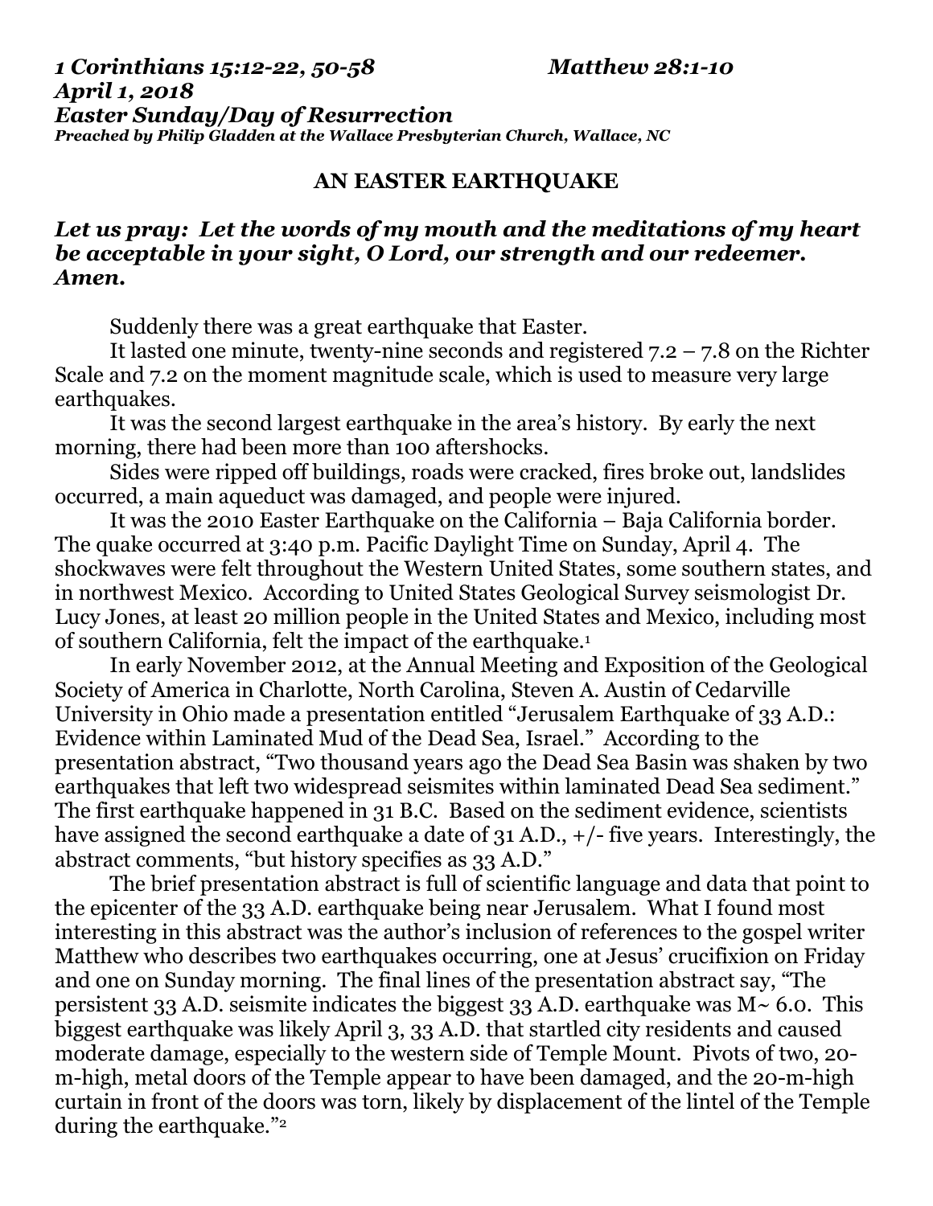***1 Corinthians 15:12-22, 50-58 Matthew 28:1-10***
***April 1, 2018***
***Easter Sunday/Day of Resurrection***
***Preached by Philip Gladden at the Wallace Presbyterian Church, Wallace, NC***

## AN EASTER EARTHQUAKE

***Let us pray: Let the words of my mouth and the meditations of my heart be acceptable in your sight, O Lord, our strength and our redeemer. Amen.***

Suddenly there was a great earthquake that Easter.

It lasted one minute, twenty-nine seconds and registered 7.2 – 7.8 on the Richter Scale and 7.2 on the moment magnitude scale, which is used to measure very large earthquakes.

It was the second largest earthquake in the area's history. By early the next morning, there had been more than 100 aftershocks.

Sides were ripped off buildings, roads were cracked, fires broke out, landslides occurred, a main aqueduct was damaged, and people were injured.

It was the 2010 Easter Earthquake on the California – Baja California border. The quake occurred at 3:40 p.m. Pacific Daylight Time on Sunday, April 4. The shockwaves were felt throughout the Western United States, some southern states, and in northwest Mexico. According to United States Geological Survey seismologist Dr. Lucy Jones, at least 20 million people in the United States and Mexico, including most of southern California, felt the impact of the earthquake.[1]

In early November 2012, at the Annual Meeting and Exposition of the Geological Society of America in Charlotte, North Carolina, Steven A. Austin of Cedarville University in Ohio made a presentation entitled "Jerusalem Earthquake of 33 A.D.: Evidence within Laminated Mud of the Dead Sea, Israel." According to the presentation abstract, "Two thousand years ago the Dead Sea Basin was shaken by two earthquakes that left two widespread seismites within laminated Dead Sea sediment." The first earthquake happened in 31 B.C. Based on the sediment evidence, scientists have assigned the second earthquake a date of 31 A.D., +/- five years. Interestingly, the abstract comments, "but history specifies as 33 A.D."

The brief presentation abstract is full of scientific language and data that point to the epicenter of the 33 A.D. earthquake being near Jerusalem. What I found most interesting in this abstract was the author's inclusion of references to the gospel writer Matthew who describes two earthquakes occurring, one at Jesus' crucifixion on Friday and one on Sunday morning. The final lines of the presentation abstract say, "The persistent 33 A.D. seismite indicates the biggest 33 A.D. earthquake was M~ 6.0. This biggest earthquake was likely April 3, 33 A.D. that startled city residents and caused moderate damage, especially to the western side of Temple Mount. Pivots of two, 20-m-high, metal doors of the Temple appear to have been damaged, and the 20-m-high curtain in front of the doors was torn, likely by displacement of the lintel of the Temple during the earthquake."[2]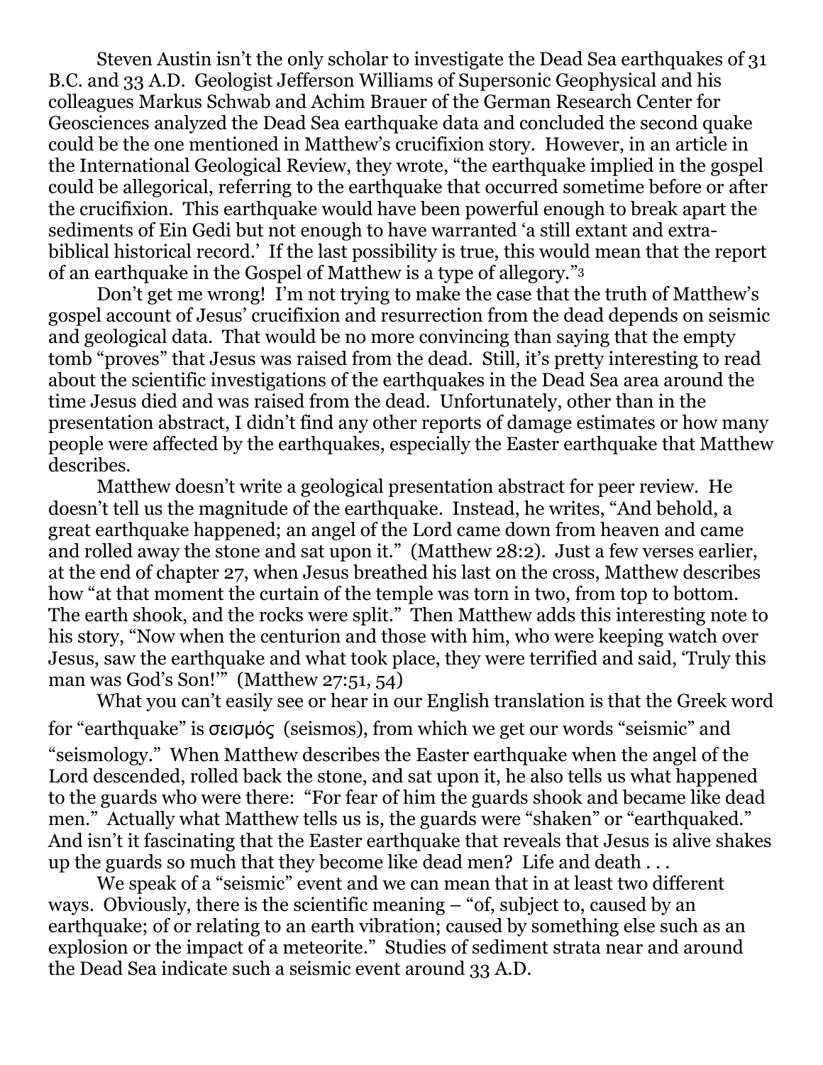Steven Austin isn't the only scholar to investigate the Dead Sea earthquakes of 31 B.C. and 33 A.D. Geologist Jefferson Williams of Supersonic Geophysical and his colleagues Markus Schwab and Achim Brauer of the German Research Center for Geosciences analyzed the Dead Sea earthquake data and concluded the second quake could be the one mentioned in Matthew's crucifixion story. However, in an article in the International Geological Review, they wrote, "the earthquake implied in the gospel could be allegorical, referring to the earthquake that occurred sometime before or after the crucifixion. This earthquake would have been powerful enough to break apart the sediments of Ein Gedi but not enough to have warranted 'a still extant and extra-biblical historical record.' If the last possibility is true, this would mean that the report of an earthquake in the Gospel of Matthew is a type of allegory."[3]

Don't get me wrong! I'm not trying to make the case that the truth of Matthew's gospel account of Jesus' crucifixion and resurrection from the dead depends on seismic and geological data. That would be no more convincing than saying that the empty tomb "proves" that Jesus was raised from the dead. Still, it's pretty interesting to read about the scientific investigations of the earthquakes in the Dead Sea area around the time Jesus died and was raised from the dead. Unfortunately, other than in the presentation abstract, I didn't find any other reports of damage estimates or how many people were affected by the earthquakes, especially the Easter earthquake that Matthew describes.

Matthew doesn't write a geological presentation abstract for peer review. He doesn't tell us the magnitude of the earthquake. Instead, he writes, "And behold, a great earthquake happened; an angel of the Lord came down from heaven and came and rolled away the stone and sat upon it." (Matthew 28:2). Just a few verses earlier, at the end of chapter 27, when Jesus breathed his last on the cross, Matthew describes how "at that moment the curtain of the temple was torn in two, from top to bottom. The earth shook, and the rocks were split." Then Matthew adds this interesting note to his story, "Now when the centurion and those with him, who were keeping watch over Jesus, saw the earthquake and what took place, they were terrified and said, 'Truly this man was God's Son!'" (Matthew 27:51, 54)

What you can't easily see or hear in our English translation is that the Greek word for "earthquake" is σεισμός (seismos), from which we get our words "seismic" and "seismology." When Matthew describes the Easter earthquake when the angel of the Lord descended, rolled back the stone, and sat upon it, he also tells us what happened to the guards who were there: "For fear of him the guards shook and became like dead men." Actually what Matthew tells us is, the guards were "shaken" or "earthquaked." And isn't it fascinating that the Easter earthquake that reveals that Jesus is alive shakes up the guards so much that they become like dead men? Life and death . . .

We speak of a "seismic" event and we can mean that in at least two different ways. Obviously, there is the scientific meaning – "of, subject to, caused by an earthquake; of or relating to an earth vibration; caused by something else such as an explosion or the impact of a meteorite." Studies of sediment strata near and around the Dead Sea indicate such a seismic event around 33 A.D.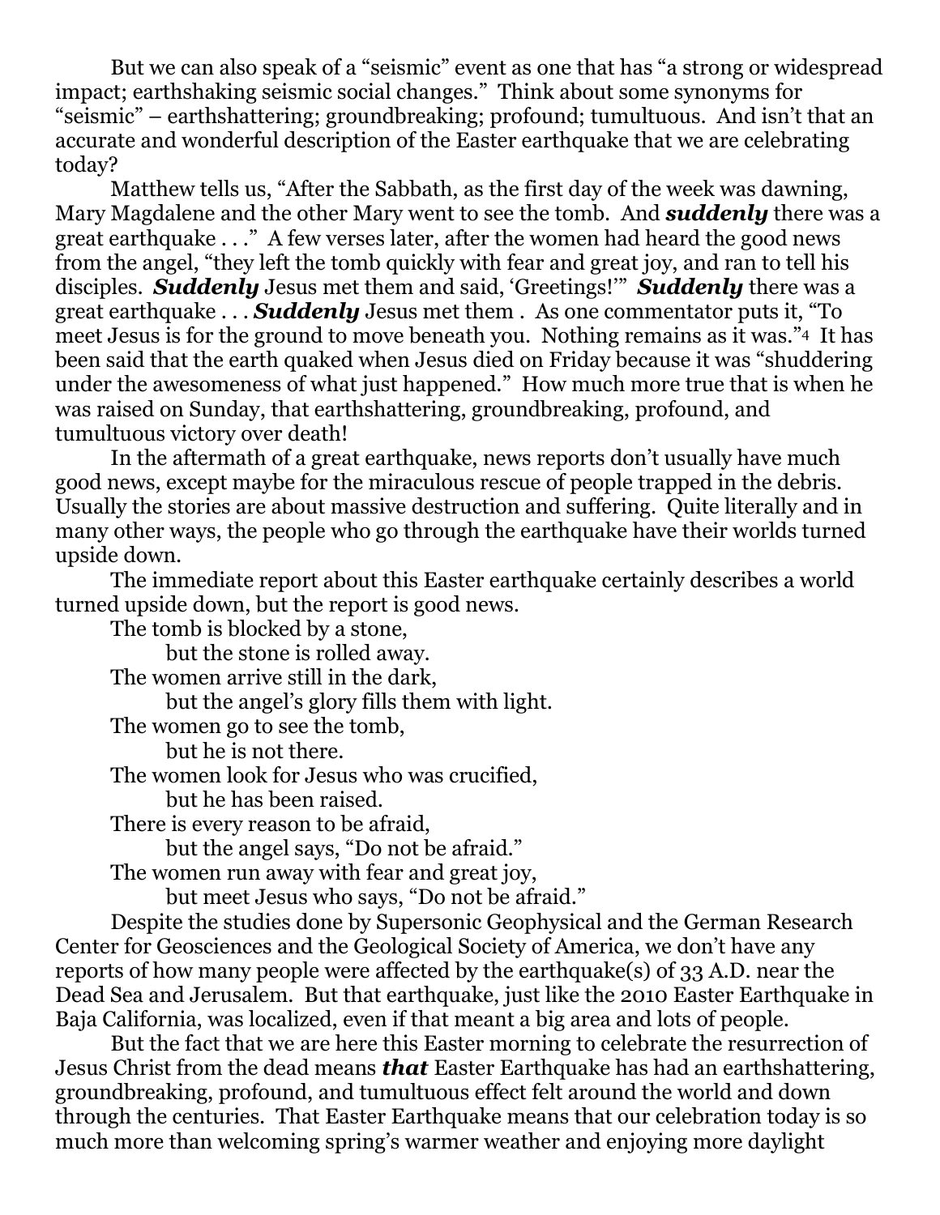But we can also speak of a "seismic" event as one that has "a strong or widespread impact; earthshaking seismic social changes." Think about some synonyms for "seismic" – earthshattering; groundbreaking; profound; tumultuous. And isn't that an accurate and wonderful description of the Easter earthquake that we are celebrating today?

Matthew tells us, "After the Sabbath, as the first day of the week was dawning, Mary Magdalene and the other Mary went to see the tomb. And ***suddenly*** there was a great earthquake . . ." A few verses later, after the women had heard the good news from the angel, "they left the tomb quickly with fear and great joy, and ran to tell his disciples. ***Suddenly*** Jesus met them and said, 'Greetings!'" ***Suddenly*** there was a great earthquake . . . ***Suddenly*** Jesus met them . As one commentator puts it, "To meet Jesus is for the ground to move beneath you. Nothing remains as it was."[4] It has been said that the earth quaked when Jesus died on Friday because it was "shuddering under the awesomeness of what just happened." How much more true that is when he was raised on Sunday, that earthshattering, groundbreaking, profound, and tumultuous victory over death!

In the aftermath of a great earthquake, news reports don't usually have much good news, except maybe for the miraculous rescue of people trapped in the debris. Usually the stories are about massive destruction and suffering. Quite literally and in many other ways, the people who go through the earthquake have their worlds turned upside down.

The immediate report about this Easter earthquake certainly describes a world turned upside down, but the report is good news.

The tomb is blocked by a stone,
    but the stone is rolled away.
The women arrive still in the dark,
    but the angel's glory fills them with light.
The women go to see the tomb,
    but he is not there.
The women look for Jesus who was crucified,
    but he has been raised.
There is every reason to be afraid,
    but the angel says, "Do not be afraid."
The women run away with fear and great joy,
    but meet Jesus who says, "Do not be afraid."

Despite the studies done by Supersonic Geophysical and the German Research Center for Geosciences and the Geological Society of America, we don't have any reports of how many people were affected by the earthquake(s) of 33 A.D. near the Dead Sea and Jerusalem. But that earthquake, just like the 2010 Easter Earthquake in Baja California, was localized, even if that meant a big area and lots of people.

But the fact that we are here this Easter morning to celebrate the resurrection of Jesus Christ from the dead means ***that*** Easter Earthquake has had an earthshattering, groundbreaking, profound, and tumultuous effect felt around the world and down through the centuries. That Easter Earthquake means that our celebration today is so much more than welcoming spring's warmer weather and enjoying more daylight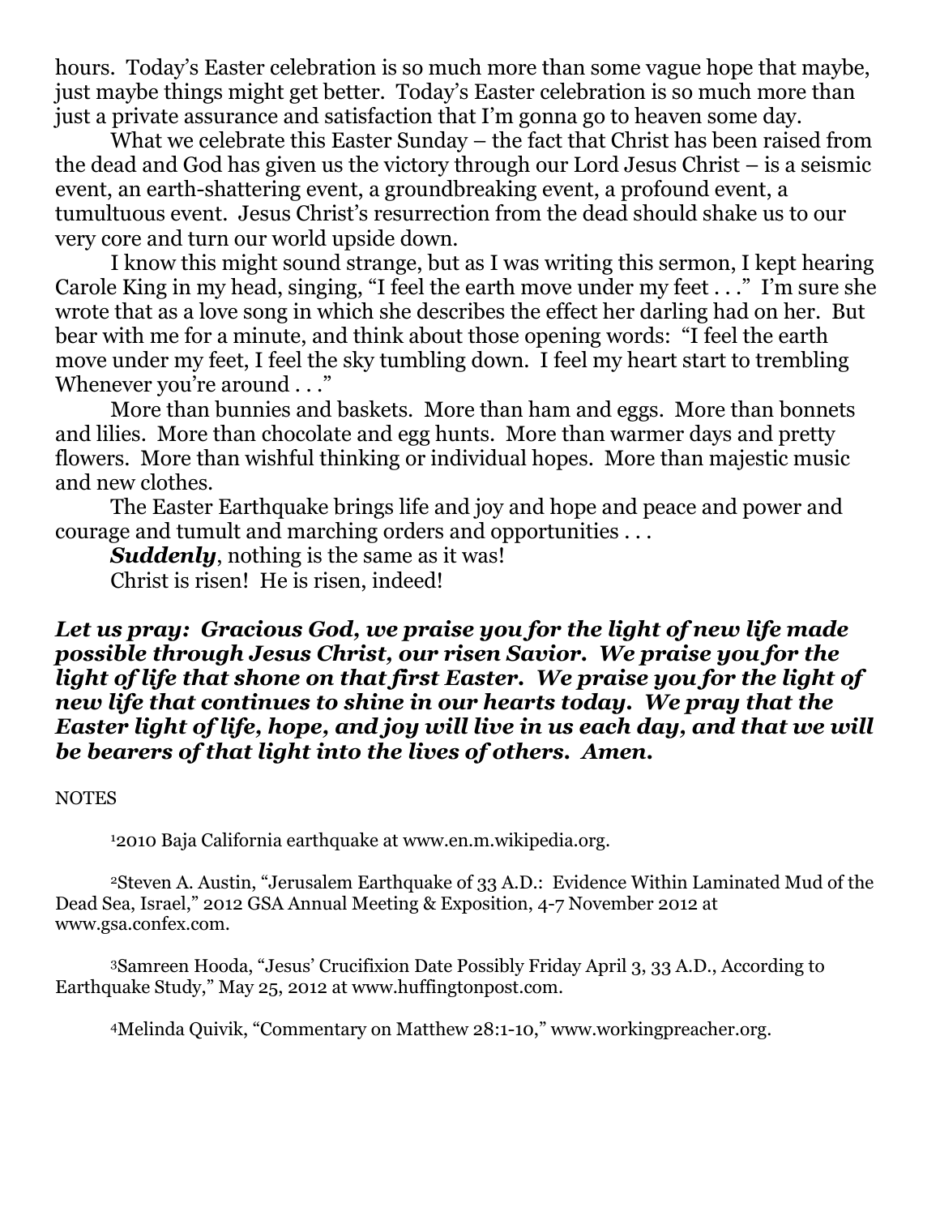hours. Today's Easter celebration is so much more than some vague hope that maybe, just maybe things might get better. Today's Easter celebration is so much more than just a private assurance and satisfaction that I'm gonna go to heaven some day.

What we celebrate this Easter Sunday – the fact that Christ has been raised from the dead and God has given us the victory through our Lord Jesus Christ – is a seismic event, an earth-shattering event, a groundbreaking event, a profound event, a tumultuous event. Jesus Christ's resurrection from the dead should shake us to our very core and turn our world upside down.

I know this might sound strange, but as I was writing this sermon, I kept hearing Carole King in my head, singing, "I feel the earth move under my feet . . ." I'm sure she wrote that as a love song in which she describes the effect her darling had on her. But bear with me for a minute, and think about those opening words: "I feel the earth move under my feet, I feel the sky tumbling down. I feel my heart start to trembling Whenever you're around . . ."

More than bunnies and baskets. More than ham and eggs. More than bonnets and lilies. More than chocolate and egg hunts. More than warmer days and pretty flowers. More than wishful thinking or individual hopes. More than majestic music and new clothes.

The Easter Earthquake brings life and joy and hope and peace and power and courage and tumult and marching orders and opportunities . . .

***Suddenly***, nothing is the same as it was!

Christ is risen! He is risen, indeed!

***Let us pray: Gracious God, we praise you for the light of new life made possible through Jesus Christ, our risen Savior. We praise you for the light of life that shone on that first Easter. We praise you for the light of new life that continues to shine in our hearts today. We pray that the Easter light of life, hope, and joy will live in us each day, and that we will be bearers of that light into the lives of others. Amen.***

NOTES

[1]2010 Baja California earthquake at www.en.m.wikipedia.org.

[2]Steven A. Austin, "Jerusalem Earthquake of 33 A.D.: Evidence Within Laminated Mud of the Dead Sea, Israel," 2012 GSA Annual Meeting & Exposition, 4-7 November 2012 at www.gsa.confex.com.

[3]Samreen Hooda, "Jesus' Crucifixion Date Possibly Friday April 3, 33 A.D., According to Earthquake Study," May 25, 2012 at www.huffingtonpost.com.

[4]Melinda Quivik, "Commentary on Matthew 28:1-10," www.workingpreacher.org.